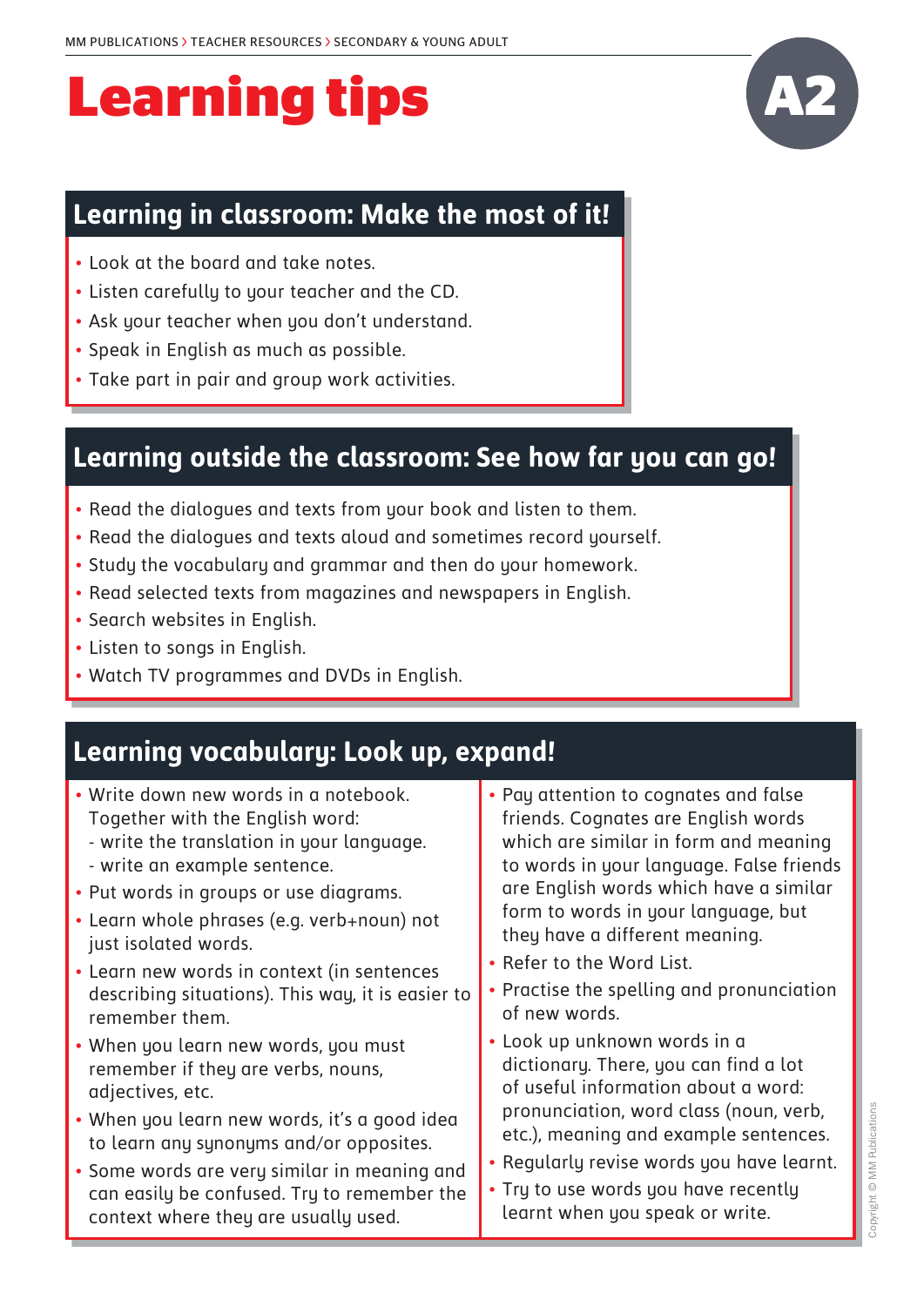# Learning tips

A2

## Learning in classroom: Make the most of it!

- Look at the board and take notes.
- Listen carefully to your teacher and the CD.
- Ask your teacher when you don't understand.
- Speak in English as much as possible.
- Take part in pair and group work activities.

## Learning outside the classroom: See how far you can go!

- Read the dialogues and texts from your book and listen to them.
- Read the dialogues and texts aloud and sometimes record yourself.
- Study the vocabulary and grammar and then do your homework.
- Read selected texts from magazines and newspapers in English.
- Search websites in English.
- Listen to songs in English.
- Watch TV programmes and DVDs in English.

## Learning vocabulary: Look up, expand!

- Write down new words in a notebook. Together with the English word:
  - write the translation in your language.
  - write an example sentence.
- Put words in groups or use diagrams.
- Learn whole phrases (e.g. verb+noun) not just isolated words.
- Learn new words in context (in sentences describing situations). This way, it is easier to remember them.
- When you learn new words, you must remember if they are verbs, nouns, adjectives, etc.
- When you learn new words, it's a good idea to learn any synonyms and/or opposites.
- Some words are very similar in meaning and can easily be confused. Try to remember the context where they are usually used.
- Pay attention to cognates and false friends. Cognates are English words which are similar in form and meaning to words in your language. False friends are English words which have a similar form to words in your language, but they have a different meaning.
- Refer to the Word List.
- Practise the spelling and pronunciation of new words.
- Look up unknown words in a dictionary. There, you can find a lot of useful information about a word: pronunciation, word class (noun, verb, etc.), meaning and example sentences.
- Regularly revise words you have learnt.
- Try to use words you have recently learnt when you speak or write.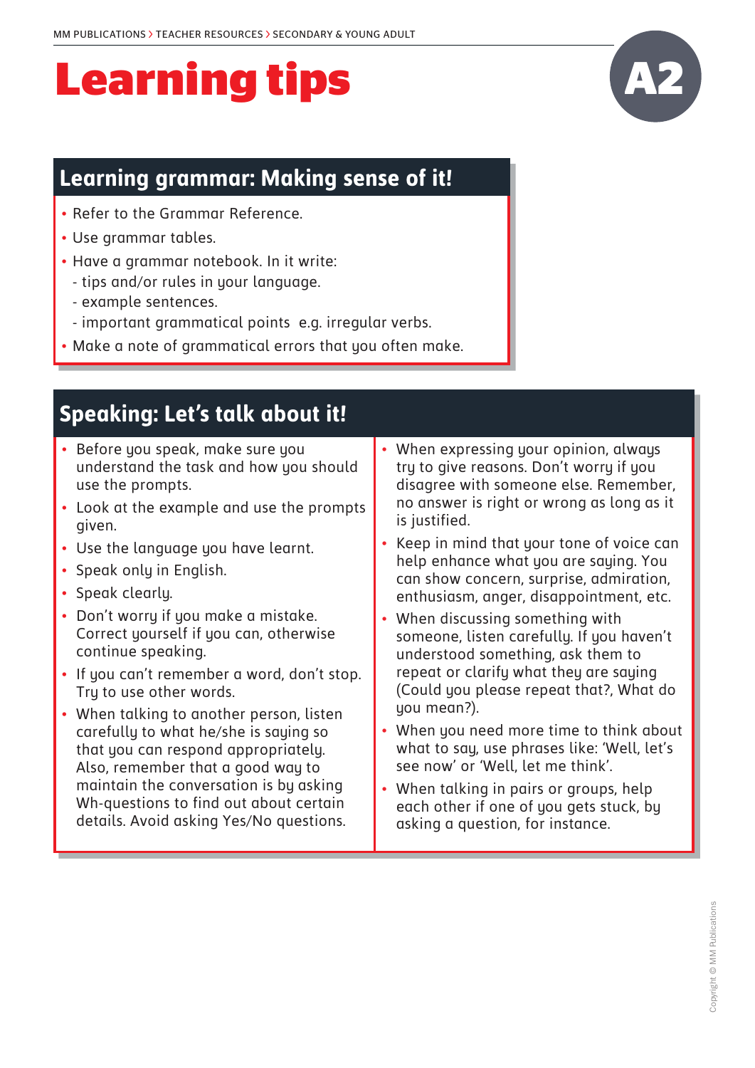# Learning tips

A2

## Learning grammar: Making sense of it!

- Refer to the Grammar Reference.
- Use grammar tables.
- Have a grammar notebook. In it write:
  - tips and/or rules in your language.
  - example sentences.
  - important grammatical points e.g. irregular verbs.
- Make a note of grammatical errors that you often make.

## Speaking: Let's talk about it!

- Before you speak, make sure you understand the task and how you should use the prompts.
- Look at the example and use the prompts given.
- Use the language you have learnt.
- Speak only in English.
- Speak clearly.
- Don't worry if you make a mistake. Correct yourself if you can, otherwise continue speaking.
- If you can't remember a word, don't stop. Try to use other words.
- When talking to another person, listen carefully to what he/she is saying so that you can respond appropriately. Also, remember that a good way to maintain the conversation is by asking Wh-questions to find out about certain details. Avoid asking Yes/No questions.
- When expressing your opinion, always try to give reasons. Don't worry if you disagree with someone else. Remember, no answer is right or wrong as long as it is justified.
- Keep in mind that your tone of voice can help enhance what you are saying. You can show concern, surprise, admiration, enthusiasm, anger, disappointment, etc.
- When discussing something with someone, listen carefully. If you haven't understood something, ask them to repeat or clarify what they are saying (Could you please repeat that?, What do you mean?).
- When you need more time to think about what to say, use phrases like: 'Well, let's see now' or 'Well, let me think'.
- When talking in pairs or groups, help each other if one of you gets stuck, by asking a question, for instance.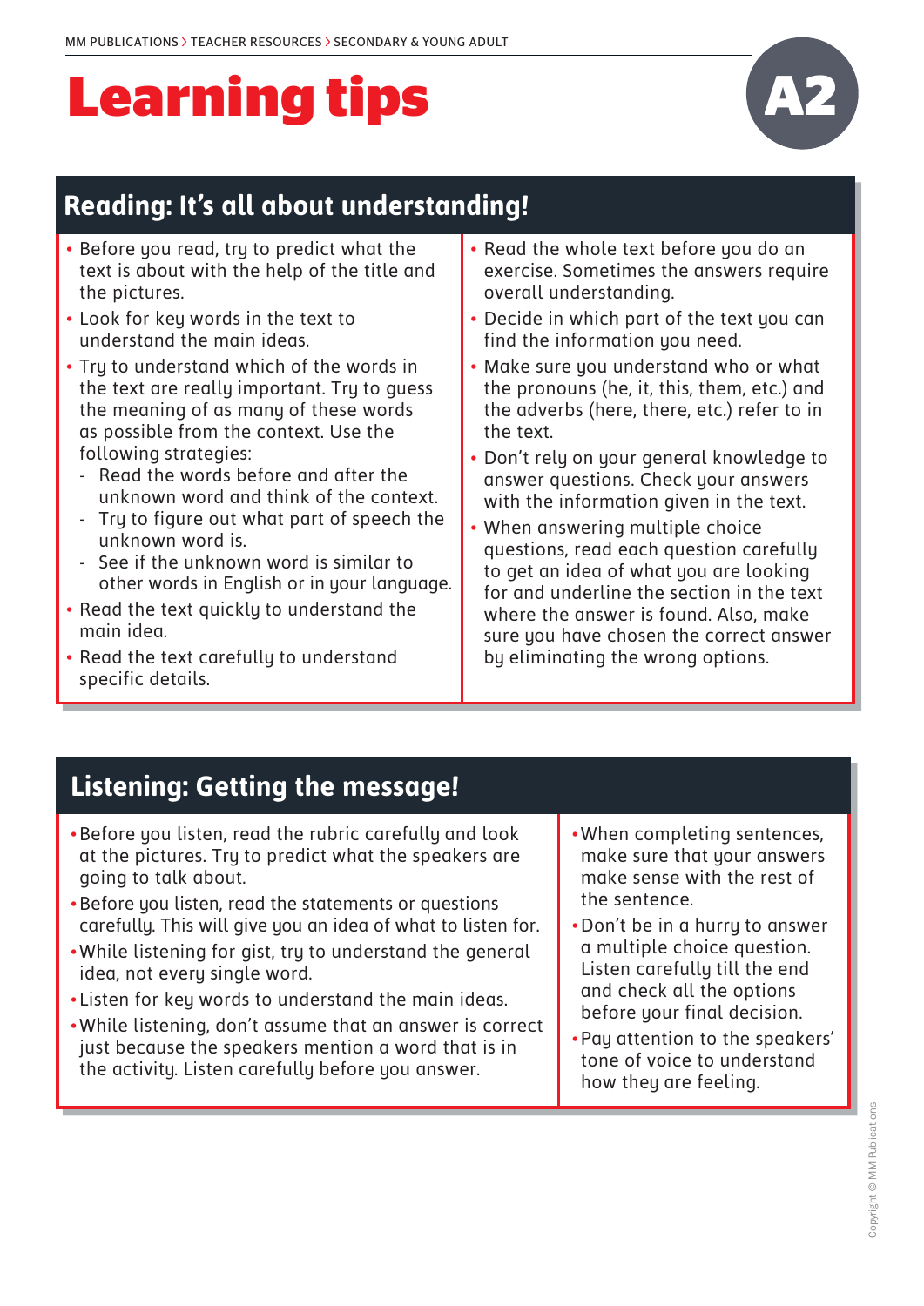# Learning tips

A2

## Reading: It's all about understanding!

- Before you read, try to predict what the text is about with the help of the title and the pictures.
- Look for key words in the text to understand the main ideas.
- Try to understand which of the words in the text are really important. Try to guess the meaning of as many of these words as possible from the context. Use the following strategies:
  - Read the words before and after the unknown word and think of the context.
  - Try to figure out what part of speech the unknown word is.
  - See if the unknown word is similar to other words in English or in your language.
- Read the text quickly to understand the main idea.
- Read the text carefully to understand specific details.
- Read the whole text before you do an exercise. Sometimes the answers require overall understanding.
- Decide in which part of the text you can find the information you need.
- Make sure you understand who or what the pronouns (he, it, this, them, etc.) and the adverbs (here, there, etc.) refer to in the text.
- Don't rely on your general knowledge to answer questions. Check your answers with the information given in the text.
- When answering multiple choice questions, read each question carefully to get an idea of what you are looking for and underline the section in the text where the answer is found. Also, make sure you have chosen the correct answer by eliminating the wrong options.

## Listening: Getting the message!

- Before you listen, read the rubric carefully and look at the pictures. Try to predict what the speakers are going to talk about.
- Before you listen, read the statements or questions carefully. This will give you an idea of what to listen for.
- While listening for gist, try to understand the general idea, not every single word.
- Listen for key words to understand the main ideas.
- While listening, don't assume that an answer is correct just because the speakers mention a word that is in the activity. Listen carefully before you answer.
- When completing sentences, make sure that your answers make sense with the rest of the sentence.
- Don't be in a hurry to answer a multiple choice question. Listen carefully till the end and check all the options before your final decision.
- Pay attention to the speakers' tone of voice to understand how they are feeling.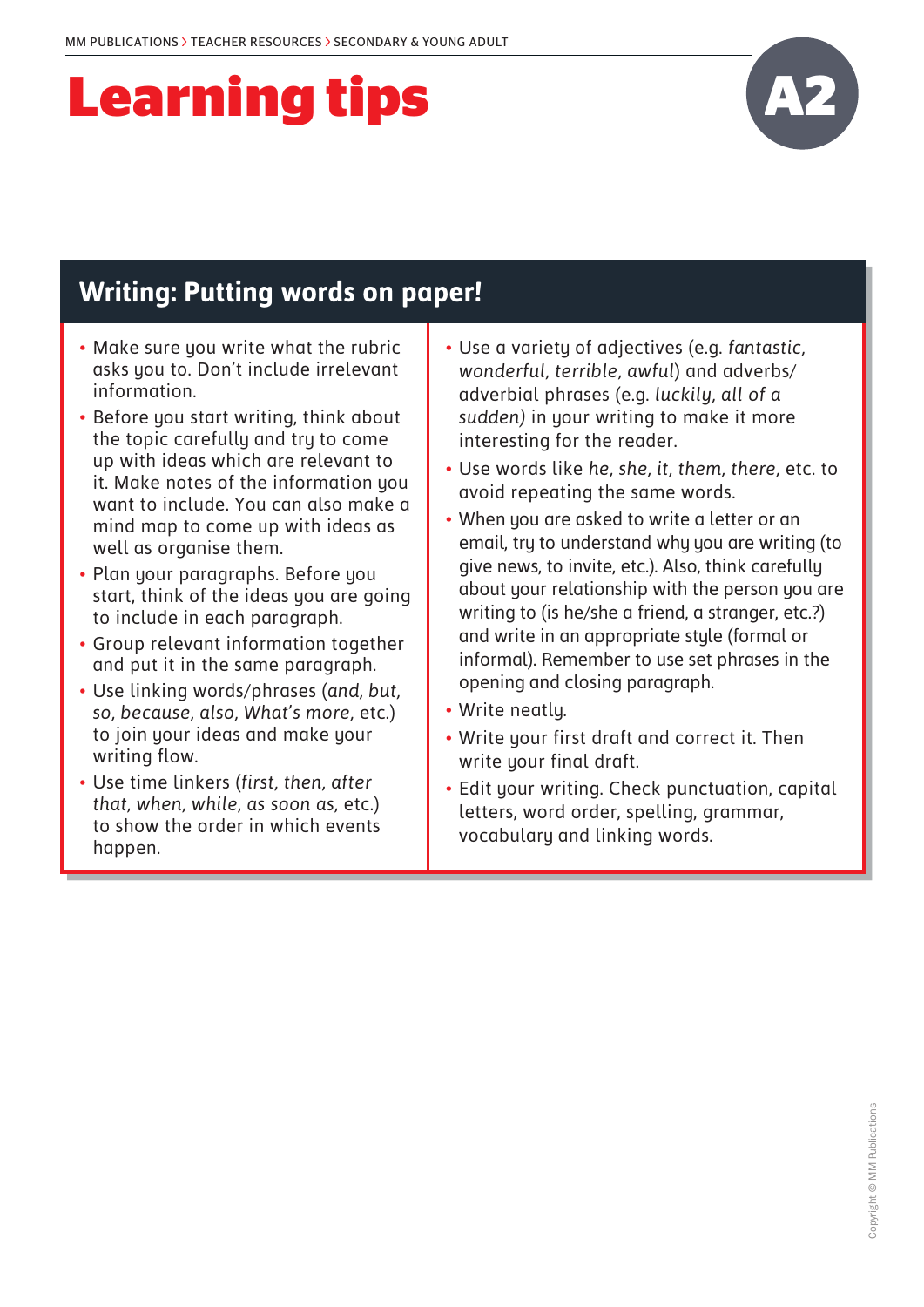# Learning tips

A2

## Writing: Putting words on paper!

- Make sure you write what the rubric asks you to. Don't include irrelevant information.
- Before you start writing, think about the topic carefully and try to come up with ideas which are relevant to it. Make notes of the information you want to include. You can also make a mind map to come up with ideas as well as organise them.
- Plan your paragraphs. Before you start, think of the ideas you are going to include in each paragraph.
- Group relevant information together and put it in the same paragraph.
- Use linking words/phrases (*and*, *but*, *so*, *because*, *also*, *What's more*, etc.) to join your ideas and make your writing flow.
- Use time linkers (*first*, *then*, *after that*, *when*, *while*, *as soon as*, etc.) to show the order in which events happen.
- Use a variety of adjectives (e.g. *fantastic*, *wonderful*, *terrible*, *awful*) and adverbs/ adverbial phrases (e.g. *luckily*, *all of a sudden)* in your writing to make it more interesting for the reader.
- Use words like *he*, *she*, *it*, *them*, *there*, etc. to avoid repeating the same words.
- When you are asked to write a letter or an email, try to understand why you are writing (to give news, to invite, etc.). Also, think carefully about your relationship with the person you are writing to (is he/she a friend, a stranger, etc.?) and write in an appropriate style (formal or informal). Remember to use set phrases in the opening and closing paragraph.
- Write neatly.
- Write your first draft and correct it. Then write your final draft.
- Edit your writing. Check punctuation, capital letters, word order, spelling, grammar, vocabulary and linking words.